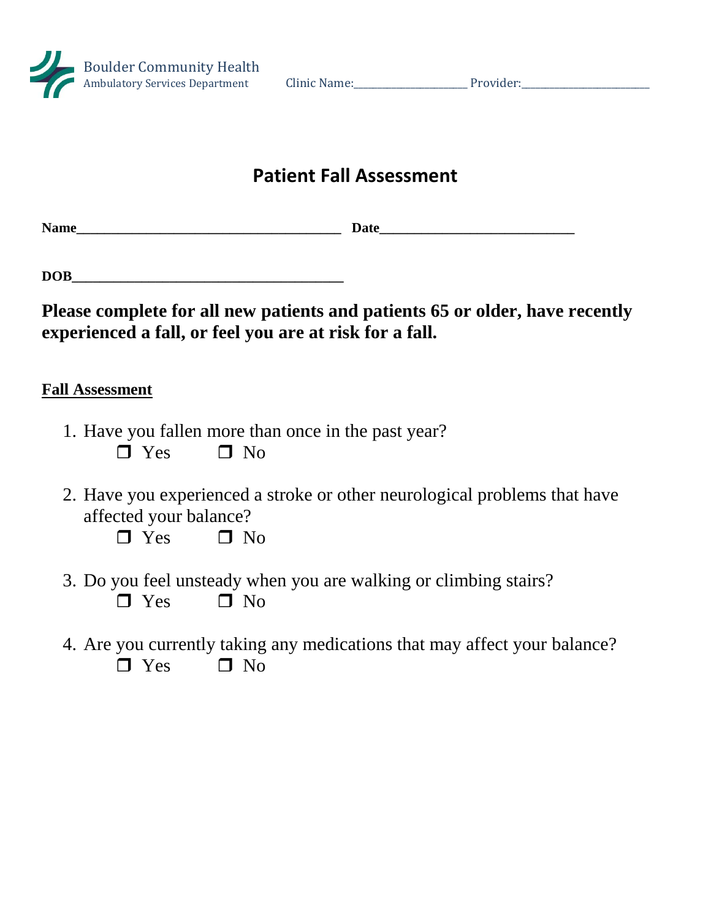Boulder Community Health
Ambulatory Services Department

Clinic Name:____________________ Provider:_______________________

# Patient Fall Assessment

**Name**_______________________________________ **Date**____________________________

**DOB**_______________________________________

**Please complete for all new patients and patients 65 or older, have recently experienced a fall, or feel you are at risk for a fall.**

**Fall Assessment**

1. Have you fallen more than once in the past year?
   ❒ Yes ❒ No

2. Have you experienced a stroke or other neurological problems that have affected your balance?
   ❒ Yes ❒ No

3. Do you feel unsteady when you are walking or climbing stairs?
   ❒ Yes ❒ No

4. Are you currently taking any medications that may affect your balance?
   ❒ Yes ❒ No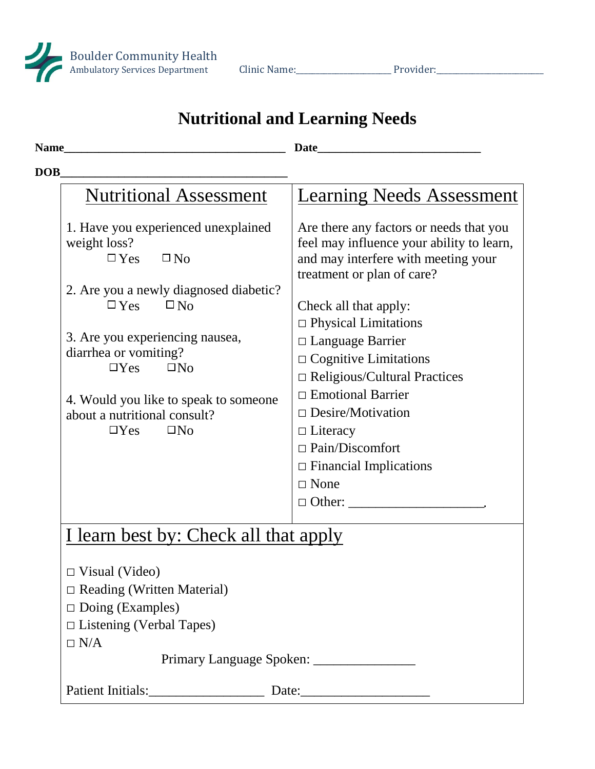Boulder Community Health
Ambulatory Services Department

Clinic Name:____________________ Provider:________________________

# Nutritional and Learning Needs

**Name**_______________________________________ **Date**____________________________

**DOB**_______________________________________

## Nutritional Assessment

1. Have you experienced unexplained weight loss?
   ☐ Yes ☐ No

2. Are you a newly diagnosed diabetic?
   ☐ Yes ☐ No

3. Are you experiencing nausea, diarrhea or vomiting?
   ☐Yes ☐No

4. Would you like to speak to someone about a nutritional consult?
   ☐Yes ☐No

## Learning Needs Assessment

Are there any factors or needs that you feel may influence your ability to learn, and may interfere with meeting your treatment or plan of care?

Check all that apply:

☐ Physical Limitations
☐ Language Barrier
☐ Cognitive Limitations
☐ Religious/Cultural Practices
☐ Emotional Barrier
☐ Desire/Motivation
☐ Literacy
☐ Pain/Discomfort
☐ Financial Implications
☐ None
☐ Other: ____________________.

## I learn best by: Check all that apply

☐ Visual (Video)
☐ Reading (Written Material)
☐ Doing (Examples)
☐ Listening (Verbal Tapes)
☐ N/A

Primary Language Spoken: _______________

Patient Initials:_________________ Date:___________________